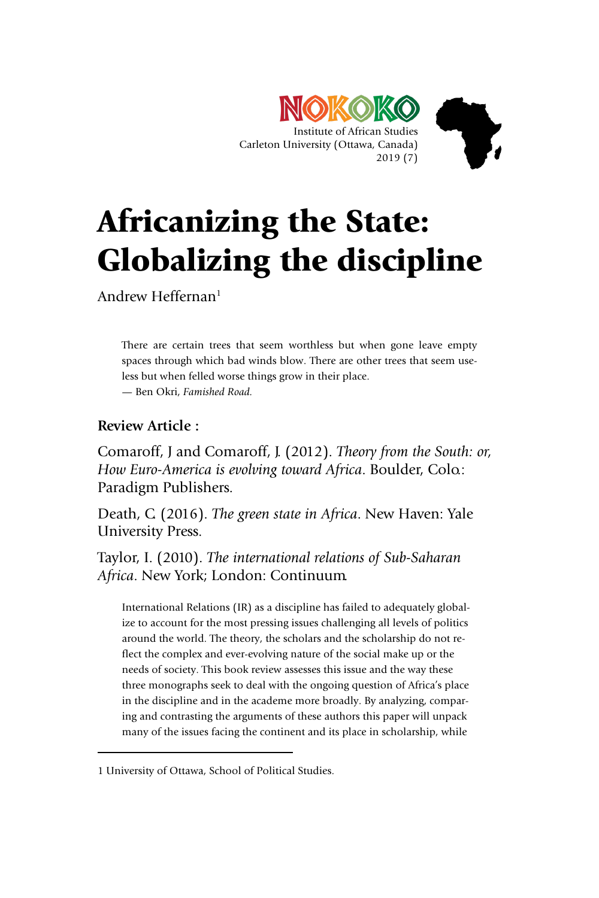# Africanizing the State: Globalizing the discipline

Andrew Heffernan[1]

> There are certain trees that seem worthless but when gone leave empty spaces through which bad winds blow. There are other trees that seem useless but when felled worse things grow in their place.
> — Ben Okri, *Famished Road.*

**Review Article :**

Comaroff, J and Comaroff, J. (2012). *Theory from the South: or, How Euro-America is evolving toward Africa*. Boulder, Colo.: Paradigm Publishers.

Death, C. (2016). *The green state in Africa*. New Haven: Yale University Press.

Taylor, I. (2010). *The international relations of Sub-Saharan Africa*. New York; London: Continuum.

International Relations (IR) as a discipline has failed to adequately globalize to account for the most pressing issues challenging all levels of politics around the world. The theory, the scholars and the scholarship do not reflect the complex and ever-evolving nature of the social make up or the needs of society. This book review assesses this issue and the way these three monographs seek to deal with the ongoing question of Africa's place in the discipline and in the academe more broadly. By analyzing, comparing and contrasting the arguments of these authors this paper will unpack many of the issues facing the continent and its place in scholarship, while

---

1 University of Ottawa, School of Political Studies.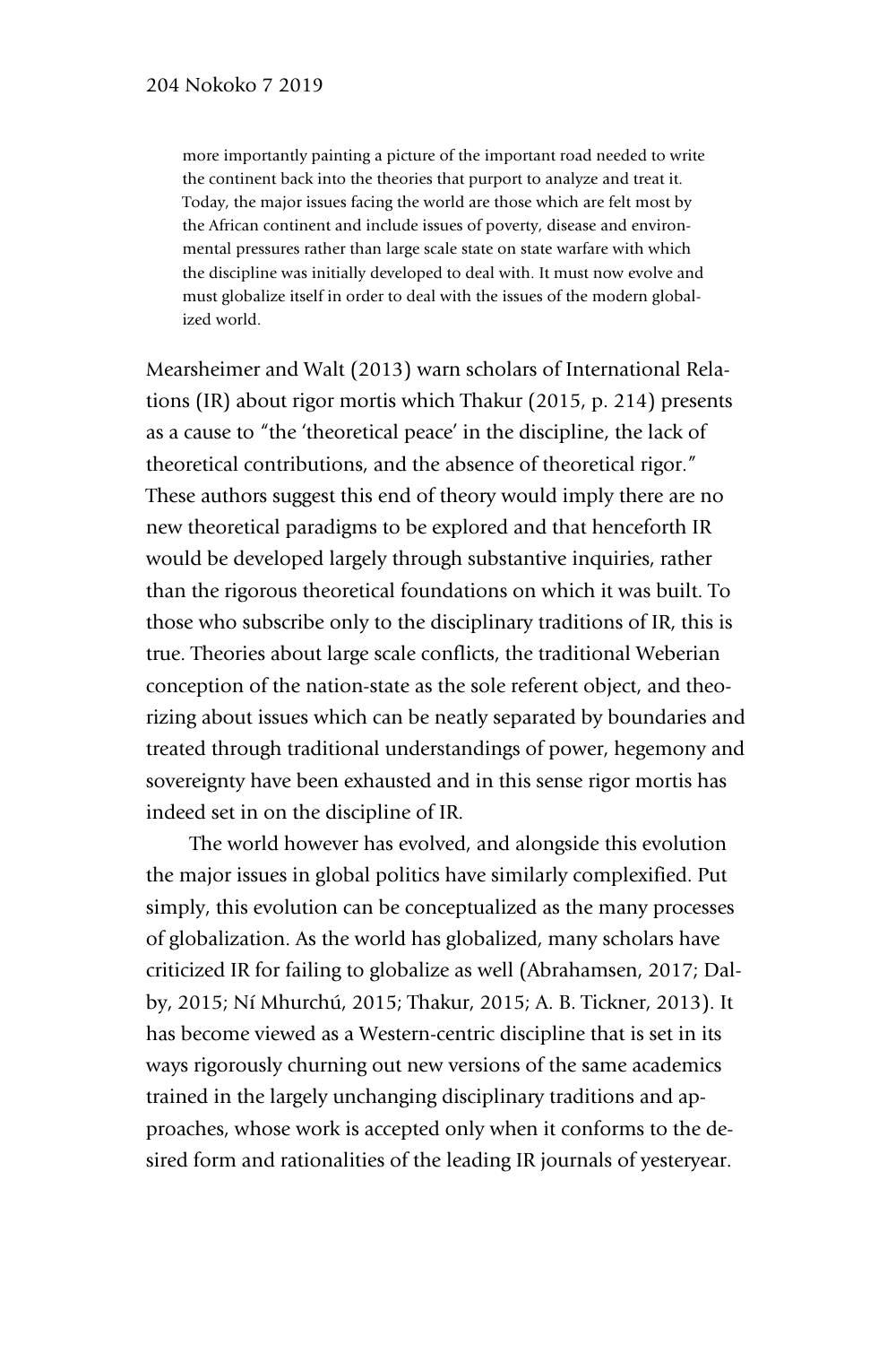more importantly painting a picture of the important road needed to write the continent back into the theories that purport to analyze and treat it. Today, the major issues facing the world are those which are felt most by the African continent and include issues of poverty, disease and environmental pressures rather than large scale state on state warfare with which the discipline was initially developed to deal with. It must now evolve and must globalize itself in order to deal with the issues of the modern globalized world.

Mearsheimer and Walt (2013) warn scholars of International Relations (IR) about rigor mortis which Thakur (2015, p. 214) presents as a cause to "the 'theoretical peace' in the discipline, the lack of theoretical contributions, and the absence of theoretical rigor." These authors suggest this end of theory would imply there are no new theoretical paradigms to be explored and that henceforth IR would be developed largely through substantive inquiries, rather than the rigorous theoretical foundations on which it was built. To those who subscribe only to the disciplinary traditions of IR, this is true. Theories about large scale conflicts, the traditional Weberian conception of the nation-state as the sole referent object, and theorizing about issues which can be neatly separated by boundaries and treated through traditional understandings of power, hegemony and sovereignty have been exhausted and in this sense rigor mortis has indeed set in on the discipline of IR.

The world however has evolved, and alongside this evolution the major issues in global politics have similarly complexified. Put simply, this evolution can be conceptualized as the many processes of globalization. As the world has globalized, many scholars have criticized IR for failing to globalize as well (Abrahamsen, 2017; Dalby, 2015; Ní Mhurchú, 2015; Thakur, 2015; A. B. Tickner, 2013). It has become viewed as a Western-centric discipline that is set in its ways rigorously churning out new versions of the same academics trained in the largely unchanging disciplinary traditions and approaches, whose work is accepted only when it conforms to the desired form and rationalities of the leading IR journals of yesteryear.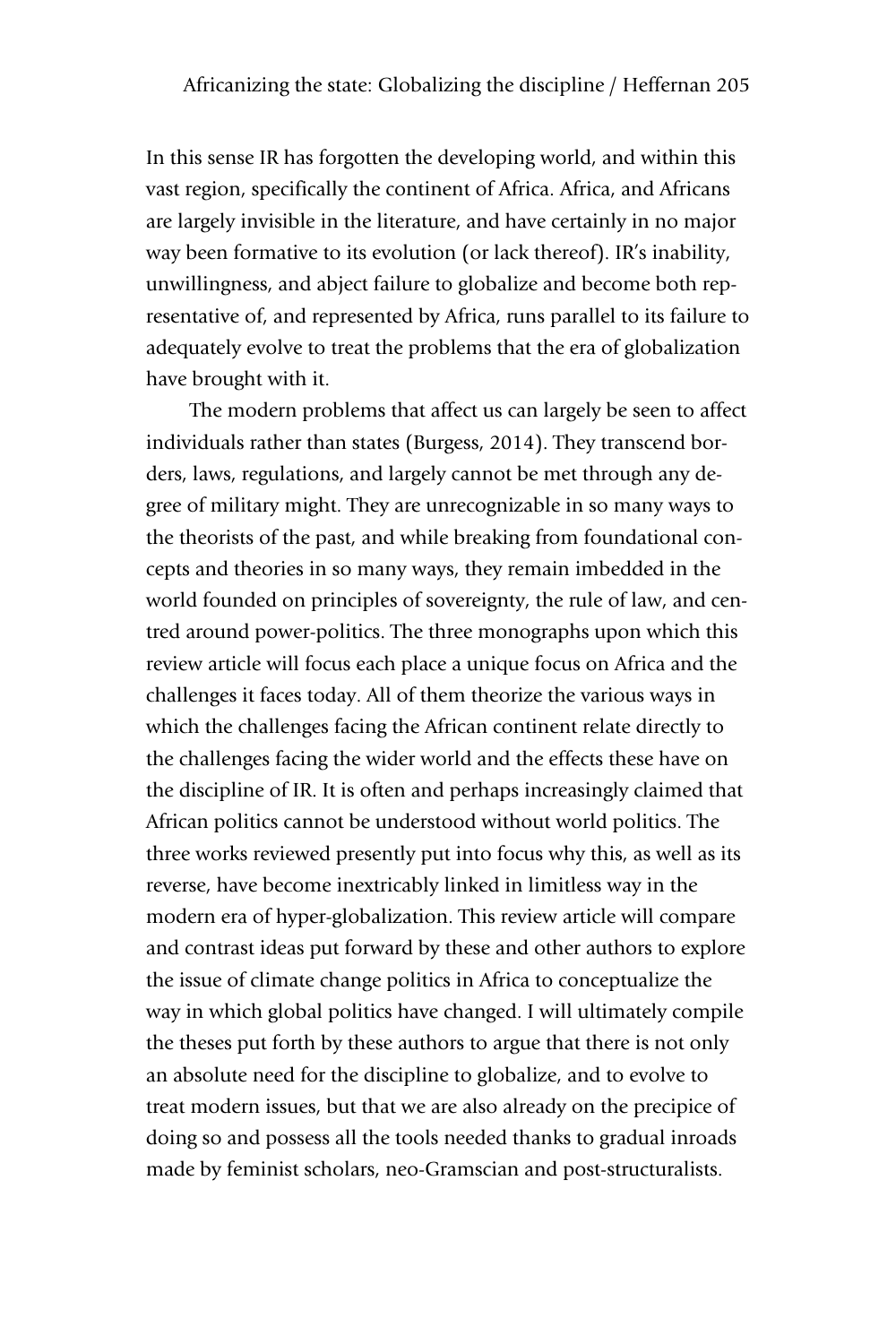In this sense IR has forgotten the developing world, and within this vast region, specifically the continent of Africa. Africa, and Africans are largely invisible in the literature, and have certainly in no major way been formative to its evolution (or lack thereof). IR's inability, unwillingness, and abject failure to globalize and become both representative of, and represented by Africa, runs parallel to its failure to adequately evolve to treat the problems that the era of globalization have brought with it.

The modern problems that affect us can largely be seen to affect individuals rather than states (Burgess, 2014). They transcend borders, laws, regulations, and largely cannot be met through any degree of military might. They are unrecognizable in so many ways to the theorists of the past, and while breaking from foundational concepts and theories in so many ways, they remain imbedded in the world founded on principles of sovereignty, the rule of law, and centred around power-politics. The three monographs upon which this review article will focus each place a unique focus on Africa and the challenges it faces today. All of them theorize the various ways in which the challenges facing the African continent relate directly to the challenges facing the wider world and the effects these have on the discipline of IR. It is often and perhaps increasingly claimed that African politics cannot be understood without world politics. The three works reviewed presently put into focus why this, as well as its reverse, have become inextricably linked in limitless way in the modern era of hyper-globalization. This review article will compare and contrast ideas put forward by these and other authors to explore the issue of climate change politics in Africa to conceptualize the way in which global politics have changed. I will ultimately compile the theses put forth by these authors to argue that there is not only an absolute need for the discipline to globalize, and to evolve to treat modern issues, but that we are also already on the precipice of doing so and possess all the tools needed thanks to gradual inroads made by feminist scholars, neo-Gramscian and post-structuralists.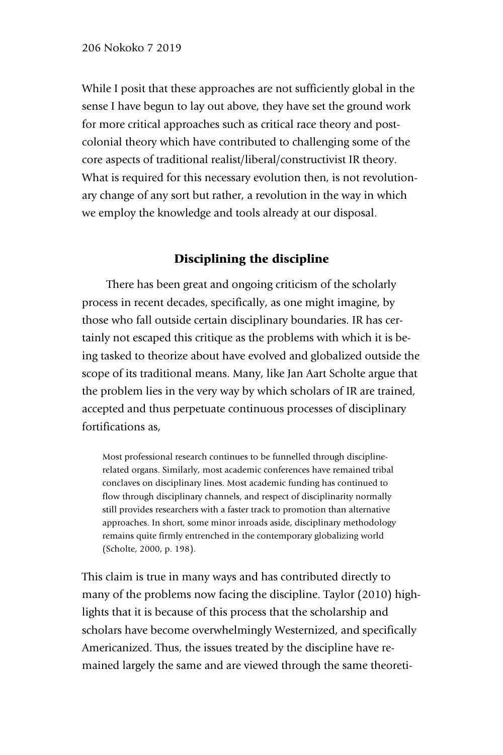While I posit that these approaches are not sufficiently global in the sense I have begun to lay out above, they have set the ground work for more critical approaches such as critical race theory and post-colonial theory which have contributed to challenging some of the core aspects of traditional realist/liberal/constructivist IR theory. What is required for this necessary evolution then, is not revolutionary change of any sort but rather, a revolution in the way in which we employ the knowledge and tools already at our disposal.

## Disciplining the discipline

There has been great and ongoing criticism of the scholarly process in recent decades, specifically, as one might imagine, by those who fall outside certain disciplinary boundaries. IR has certainly not escaped this critique as the problems with which it is being tasked to theorize about have evolved and globalized outside the scope of its traditional means. Many, like Jan Aart Scholte argue that the problem lies in the very way by which scholars of IR are trained, accepted and thus perpetuate continuous processes of disciplinary fortifications as,

> Most professional research continues to be funnelled through discipline-related organs. Similarly, most academic conferences have remained tribal conclaves on disciplinary lines. Most academic funding has continued to flow through disciplinary channels, and respect of disciplinarity normally still provides researchers with a faster track to promotion than alternative approaches. In short, some minor inroads aside, disciplinary methodology remains quite firmly entrenched in the contemporary globalizing world (Scholte, 2000, p. 198).

This claim is true in many ways and has contributed directly to many of the problems now facing the discipline. Taylor (2010) highlights that it is because of this process that the scholarship and scholars have become overwhelmingly Westernized, and specifically Americanized. Thus, the issues treated by the discipline have remained largely the same and are viewed through the same theoreti-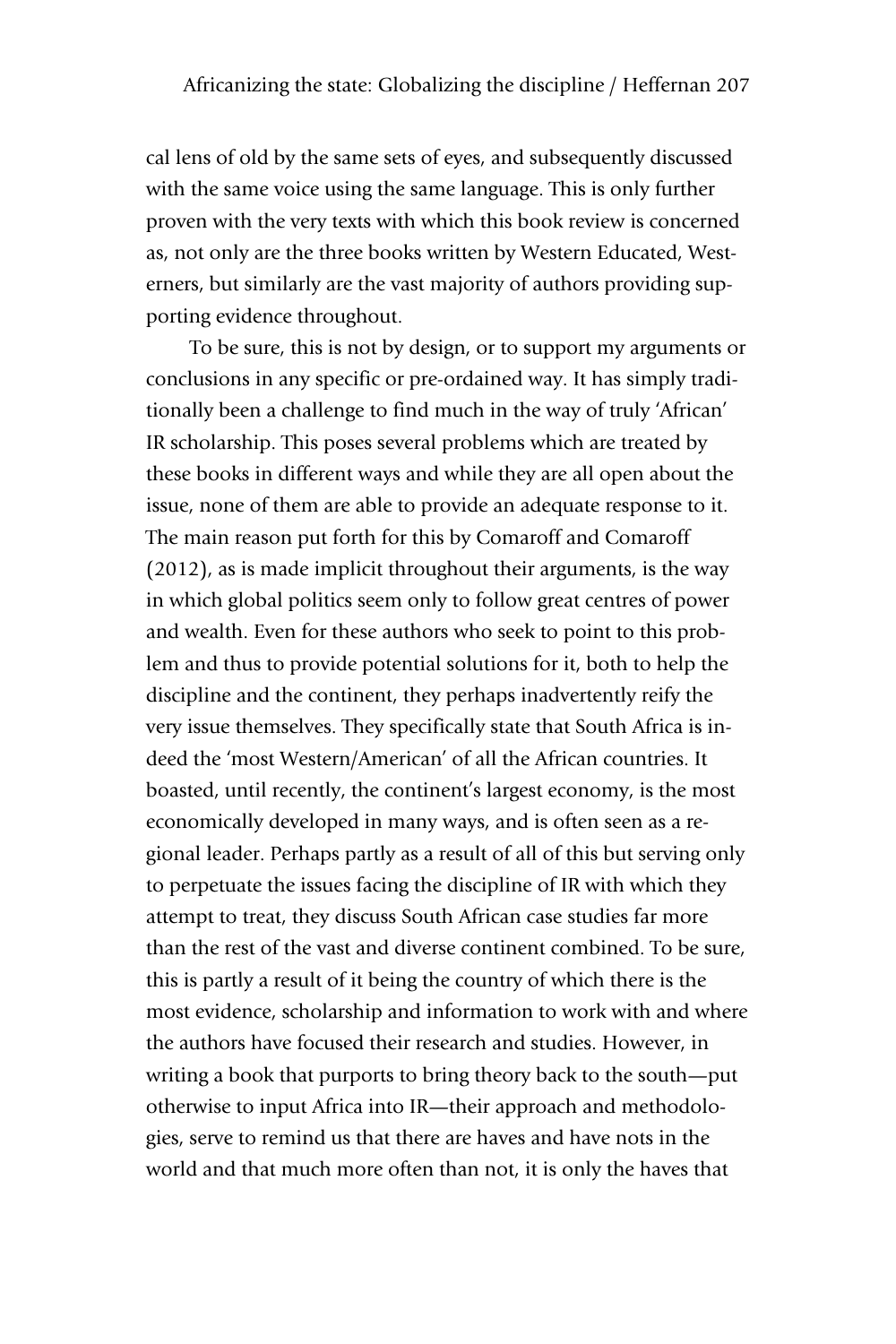cal lens of old by the same sets of eyes, and subsequently discussed with the same voice using the same language. This is only further proven with the very texts with which this book review is concerned as, not only are the three books written by Western Educated, Westerners, but similarly are the vast majority of authors providing supporting evidence throughout.

To be sure, this is not by design, or to support my arguments or conclusions in any specific or pre-ordained way. It has simply traditionally been a challenge to find much in the way of truly 'African' IR scholarship. This poses several problems which are treated by these books in different ways and while they are all open about the issue, none of them are able to provide an adequate response to it. The main reason put forth for this by Comaroff and Comaroff (2012), as is made implicit throughout their arguments, is the way in which global politics seem only to follow great centres of power and wealth. Even for these authors who seek to point to this problem and thus to provide potential solutions for it, both to help the discipline and the continent, they perhaps inadvertently reify the very issue themselves. They specifically state that South Africa is indeed the 'most Western/American' of all the African countries. It boasted, until recently, the continent's largest economy, is the most economically developed in many ways, and is often seen as a regional leader. Perhaps partly as a result of all of this but serving only to perpetuate the issues facing the discipline of IR with which they attempt to treat, they discuss South African case studies far more than the rest of the vast and diverse continent combined. To be sure, this is partly a result of it being the country of which there is the most evidence, scholarship and information to work with and where the authors have focused their research and studies. However, in writing a book that purports to bring theory back to the south—put otherwise to input Africa into IR—their approach and methodologies, serve to remind us that there are haves and have nots in the world and that much more often than not, it is only the haves that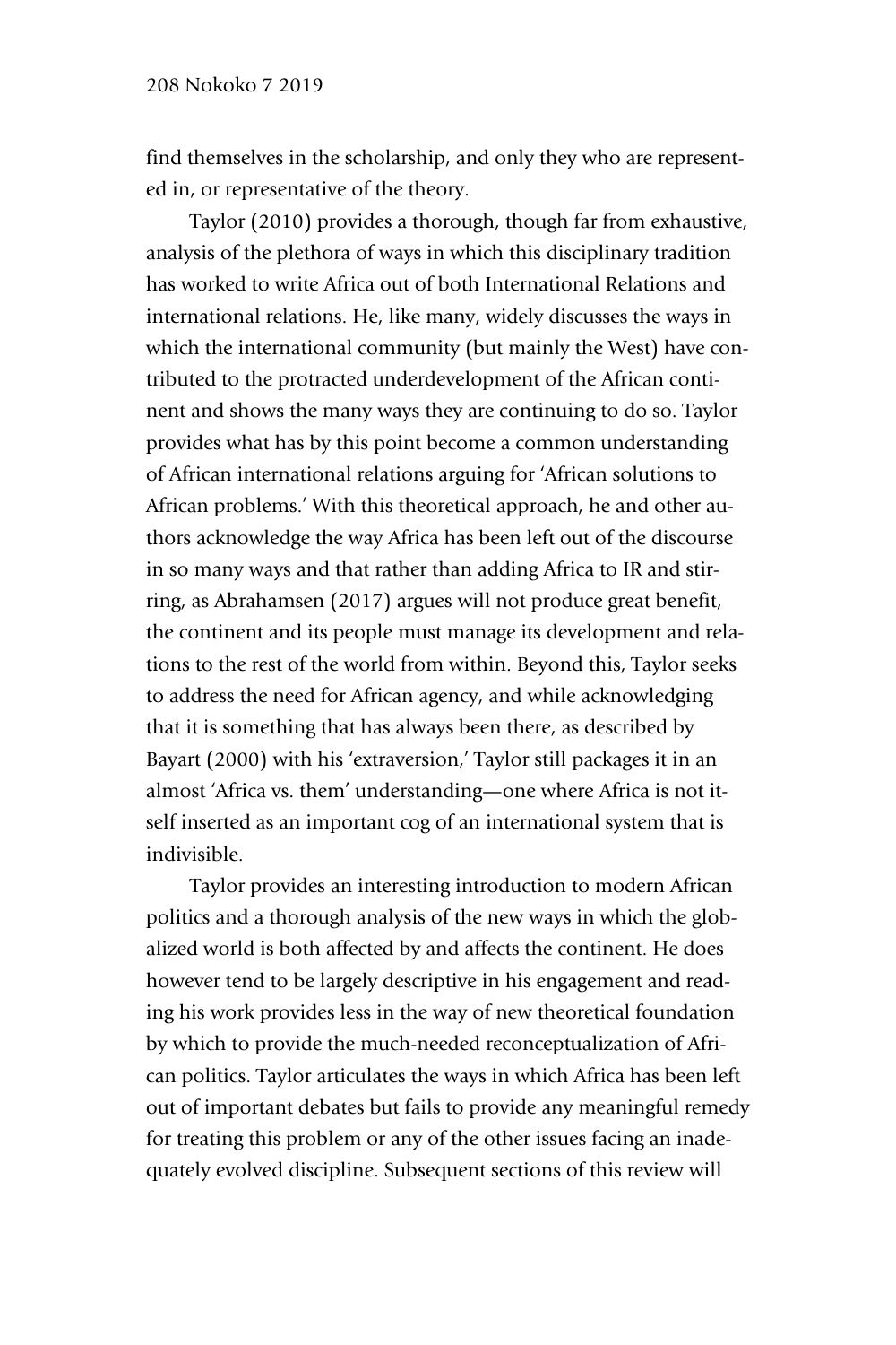find themselves in the scholarship, and only they who are represented in, or representative of the theory.

Taylor (2010) provides a thorough, though far from exhaustive, analysis of the plethora of ways in which this disciplinary tradition has worked to write Africa out of both International Relations and international relations. He, like many, widely discusses the ways in which the international community (but mainly the West) have contributed to the protracted underdevelopment of the African continent and shows the many ways they are continuing to do so. Taylor provides what has by this point become a common understanding of African international relations arguing for 'African solutions to African problems.' With this theoretical approach, he and other authors acknowledge the way Africa has been left out of the discourse in so many ways and that rather than adding Africa to IR and stirring, as Abrahamsen (2017) argues will not produce great benefit, the continent and its people must manage its development and relations to the rest of the world from within. Beyond this, Taylor seeks to address the need for African agency, and while acknowledging that it is something that has always been there, as described by Bayart (2000) with his 'extraversion,' Taylor still packages it in an almost 'Africa vs. them' understanding—one where Africa is not itself inserted as an important cog of an international system that is indivisible.

Taylor provides an interesting introduction to modern African politics and a thorough analysis of the new ways in which the globalized world is both affected by and affects the continent. He does however tend to be largely descriptive in his engagement and reading his work provides less in the way of new theoretical foundation by which to provide the much-needed reconceptualization of African politics. Taylor articulates the ways in which Africa has been left out of important debates but fails to provide any meaningful remedy for treating this problem or any of the other issues facing an inadequately evolved discipline. Subsequent sections of this review will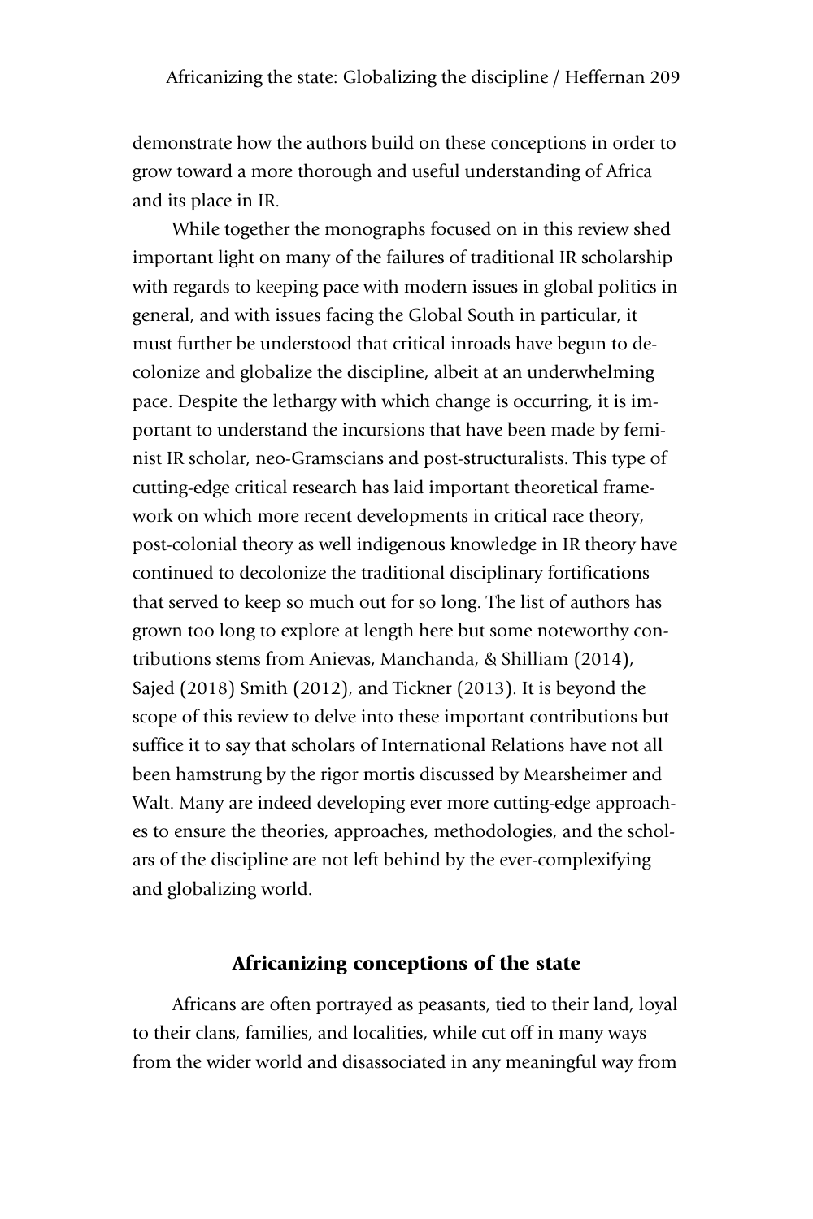demonstrate how the authors build on these conceptions in order to grow toward a more thorough and useful understanding of Africa and its place in IR.

While together the monographs focused on in this review shed important light on many of the failures of traditional IR scholarship with regards to keeping pace with modern issues in global politics in general, and with issues facing the Global South in particular, it must further be understood that critical inroads have begun to decolonize and globalize the discipline, albeit at an underwhelming pace. Despite the lethargy with which change is occurring, it is important to understand the incursions that have been made by feminist IR scholar, neo-Gramscians and post-structuralists. This type of cutting-edge critical research has laid important theoretical framework on which more recent developments in critical race theory, post-colonial theory as well indigenous knowledge in IR theory have continued to decolonize the traditional disciplinary fortifications that served to keep so much out for so long. The list of authors has grown too long to explore at length here but some noteworthy contributions stems from Anievas, Manchanda, & Shilliam (2014), Sajed (2018) Smith (2012), and Tickner (2013). It is beyond the scope of this review to delve into these important contributions but suffice it to say that scholars of International Relations have not all been hamstrung by the rigor mortis discussed by Mearsheimer and Walt. Many are indeed developing ever more cutting-edge approaches to ensure the theories, approaches, methodologies, and the scholars of the discipline are not left behind by the ever-complexifying and globalizing world.

## Africanizing conceptions of the state

Africans are often portrayed as peasants, tied to their land, loyal to their clans, families, and localities, while cut off in many ways from the wider world and disassociated in any meaningful way from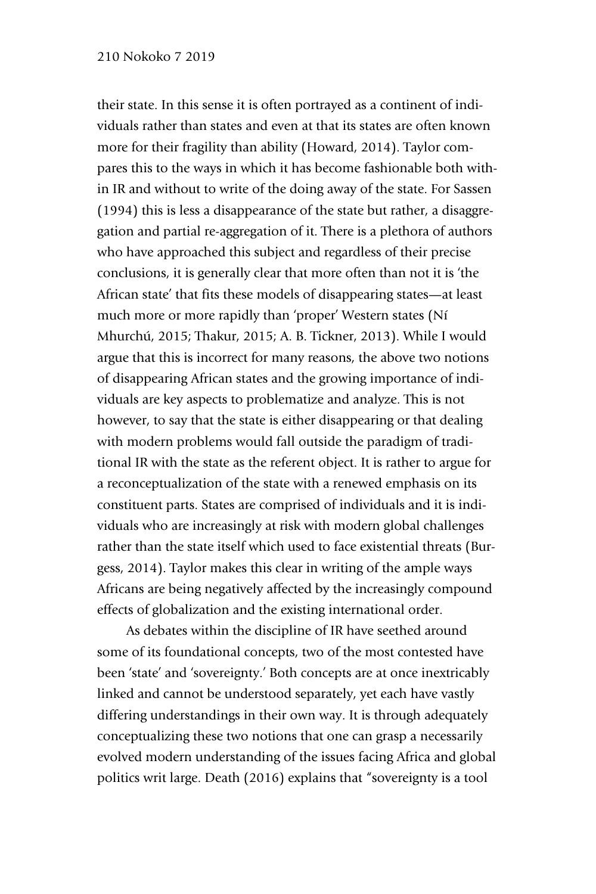their state. In this sense it is often portrayed as a continent of individuals rather than states and even at that its states are often known more for their fragility than ability (Howard, 2014). Taylor compares this to the ways in which it has become fashionable both within IR and without to write of the doing away of the state. For Sassen (1994) this is less a disappearance of the state but rather, a disaggregation and partial re-aggregation of it. There is a plethora of authors who have approached this subject and regardless of their precise conclusions, it is generally clear that more often than not it is 'the African state' that fits these models of disappearing states—at least much more or more rapidly than 'proper' Western states (Ní Mhurchú, 2015; Thakur, 2015; A. B. Tickner, 2013). While I would argue that this is incorrect for many reasons, the above two notions of disappearing African states and the growing importance of individuals are key aspects to problematize and analyze. This is not however, to say that the state is either disappearing or that dealing with modern problems would fall outside the paradigm of traditional IR with the state as the referent object. It is rather to argue for a reconceptualization of the state with a renewed emphasis on its constituent parts. States are comprised of individuals and it is individuals who are increasingly at risk with modern global challenges rather than the state itself which used to face existential threats (Burgess, 2014). Taylor makes this clear in writing of the ample ways Africans are being negatively affected by the increasingly compound effects of globalization and the existing international order.

As debates within the discipline of IR have seethed around some of its foundational concepts, two of the most contested have been 'state' and 'sovereignty.' Both concepts are at once inextricably linked and cannot be understood separately, yet each have vastly differing understandings in their own way. It is through adequately conceptualizing these two notions that one can grasp a necessarily evolved modern understanding of the issues facing Africa and global politics writ large. Death (2016) explains that "sovereignty is a tool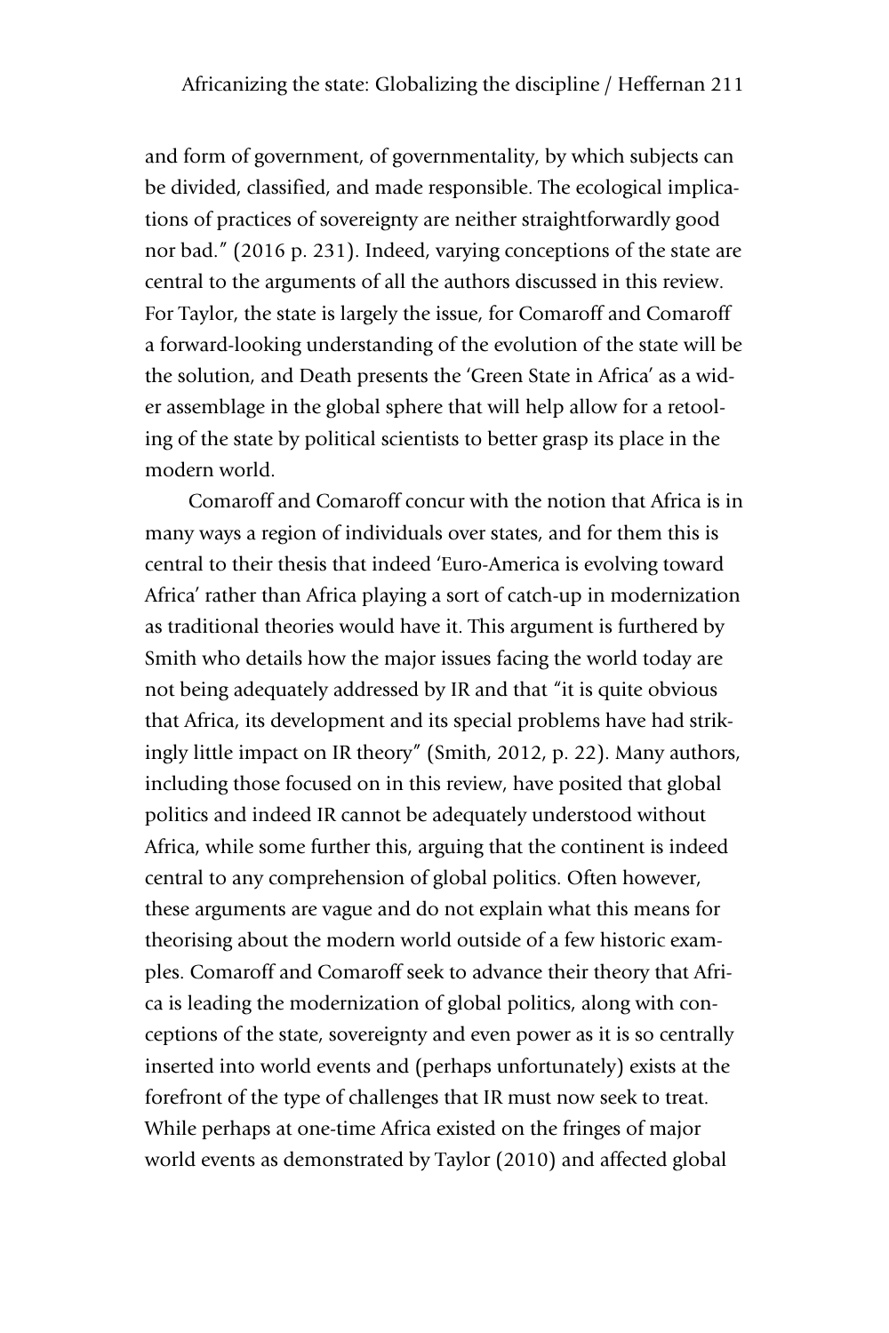and form of government, of governmentality, by which subjects can be divided, classified, and made responsible. The ecological implications of practices of sovereignty are neither straightforwardly good nor bad." (2016 p. 231). Indeed, varying conceptions of the state are central to the arguments of all the authors discussed in this review. For Taylor, the state is largely the issue, for Comaroff and Comaroff a forward-looking understanding of the evolution of the state will be the solution, and Death presents the 'Green State in Africa' as a wider assemblage in the global sphere that will help allow for a retooling of the state by political scientists to better grasp its place in the modern world.

Comaroff and Comaroff concur with the notion that Africa is in many ways a region of individuals over states, and for them this is central to their thesis that indeed 'Euro-America is evolving toward Africa' rather than Africa playing a sort of catch-up in modernization as traditional theories would have it. This argument is furthered by Smith who details how the major issues facing the world today are not being adequately addressed by IR and that "it is quite obvious that Africa, its development and its special problems have had strikingly little impact on IR theory" (Smith, 2012, p. 22). Many authors, including those focused on in this review, have posited that global politics and indeed IR cannot be adequately understood without Africa, while some further this, arguing that the continent is indeed central to any comprehension of global politics. Often however, these arguments are vague and do not explain what this means for theorising about the modern world outside of a few historic examples. Comaroff and Comaroff seek to advance their theory that Africa is leading the modernization of global politics, along with conceptions of the state, sovereignty and even power as it is so centrally inserted into world events and (perhaps unfortunately) exists at the forefront of the type of challenges that IR must now seek to treat. While perhaps at one-time Africa existed on the fringes of major world events as demonstrated by Taylor (2010) and affected global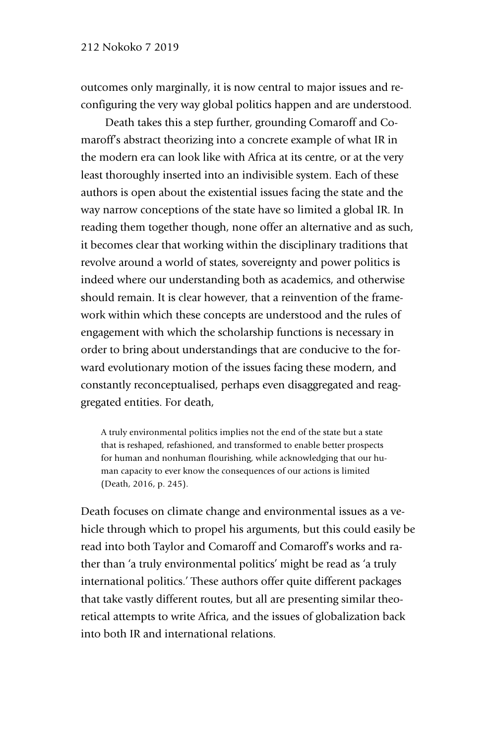outcomes only marginally, it is now central to major issues and reconfiguring the very way global politics happen and are understood.

Death takes this a step further, grounding Comaroff and Comaroff's abstract theorizing into a concrete example of what IR in the modern era can look like with Africa at its centre, or at the very least thoroughly inserted into an indivisible system. Each of these authors is open about the existential issues facing the state and the way narrow conceptions of the state have so limited a global IR. In reading them together though, none offer an alternative and as such, it becomes clear that working within the disciplinary traditions that revolve around a world of states, sovereignty and power politics is indeed where our understanding both as academics, and otherwise should remain. It is clear however, that a reinvention of the framework within which these concepts are understood and the rules of engagement with which the scholarship functions is necessary in order to bring about understandings that are conducive to the forward evolutionary motion of the issues facing these modern, and constantly reconceptualised, perhaps even disaggregated and reaggregated entities. For death,

> A truly environmental politics implies not the end of the state but a state that is reshaped, refashioned, and transformed to enable better prospects for human and nonhuman flourishing, while acknowledging that our human capacity to ever know the consequences of our actions is limited (Death, 2016, p. 245).

Death focuses on climate change and environmental issues as a vehicle through which to propel his arguments, but this could easily be read into both Taylor and Comaroff and Comaroff's works and rather than 'a truly environmental politics' might be read as 'a truly international politics.' These authors offer quite different packages that take vastly different routes, but all are presenting similar theoretical attempts to write Africa, and the issues of globalization back into both IR and international relations.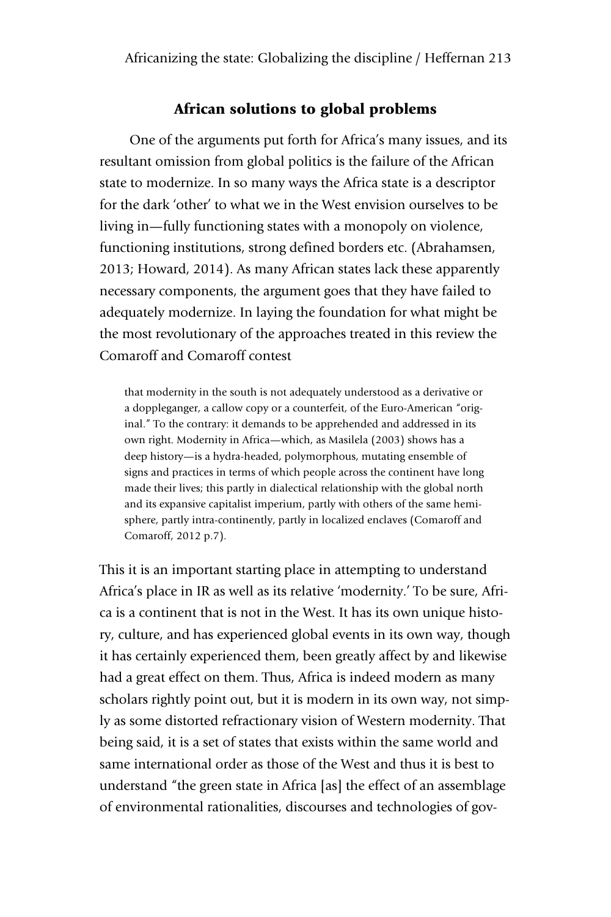## African solutions to global problems

One of the arguments put forth for Africa's many issues, and its resultant omission from global politics is the failure of the African state to modernize. In so many ways the Africa state is a descriptor for the dark 'other' to what we in the West envision ourselves to be living in—fully functioning states with a monopoly on violence, functioning institutions, strong defined borders etc. (Abrahamsen, 2013; Howard, 2014). As many African states lack these apparently necessary components, the argument goes that they have failed to adequately modernize. In laying the foundation for what might be the most revolutionary of the approaches treated in this review the Comaroff and Comaroff contest

> that modernity in the south is not adequately understood as a derivative or a doppleganger, a callow copy or a counterfeit, of the Euro-American "original." To the contrary: it demands to be apprehended and addressed in its own right. Modernity in Africa—which, as Masilela (2003) shows has a deep history—is a hydra-headed, polymorphous, mutating ensemble of signs and practices in terms of which people across the continent have long made their lives; this partly in dialectical relationship with the global north and its expansive capitalist imperium, partly with others of the same hemisphere, partly intra-continently, partly in localized enclaves (Comaroff and Comaroff, 2012 p.7).

This it is an important starting place in attempting to understand Africa's place in IR as well as its relative 'modernity.' To be sure, Africa is a continent that is not in the West. It has its own unique history, culture, and has experienced global events in its own way, though it has certainly experienced them, been greatly affect by and likewise had a great effect on them. Thus, Africa is indeed modern as many scholars rightly point out, but it is modern in its own way, not simply as some distorted refractionary vision of Western modernity. That being said, it is a set of states that exists within the same world and same international order as those of the West and thus it is best to understand "the green state in Africa [as] the effect of an assemblage of environmental rationalities, discourses and technologies of gov-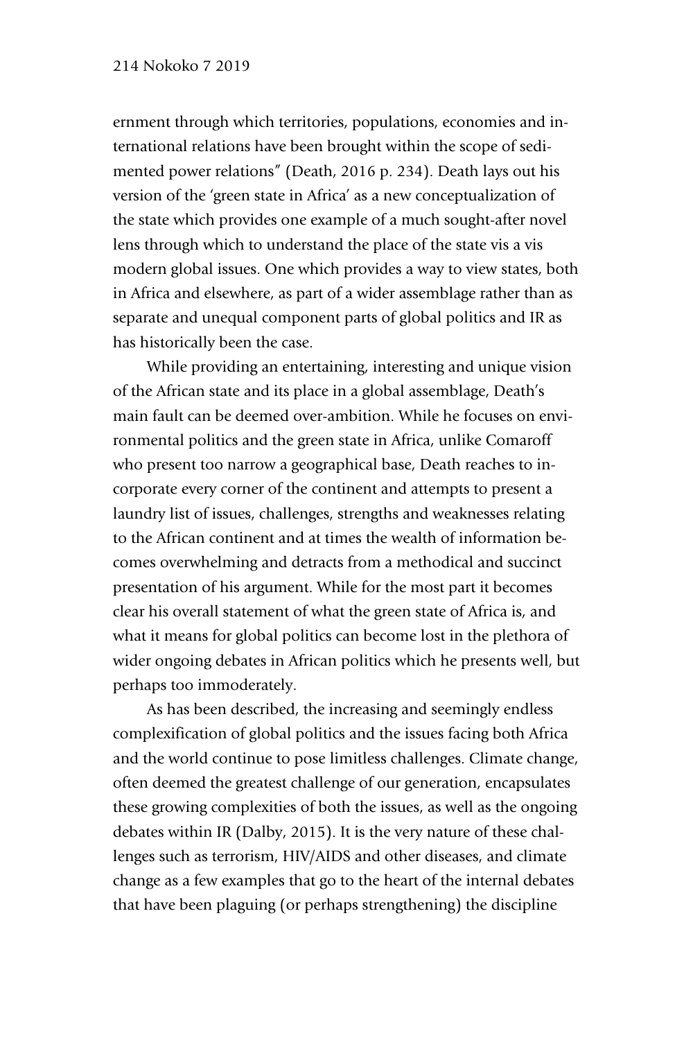ernment through which territories, populations, economies and international relations have been brought within the scope of sedimented power relations" (Death, 2016 p. 234). Death lays out his version of the 'green state in Africa' as a new conceptualization of the state which provides one example of a much sought-after novel lens through which to understand the place of the state vis a vis modern global issues. One which provides a way to view states, both in Africa and elsewhere, as part of a wider assemblage rather than as separate and unequal component parts of global politics and IR as has historically been the case.

While providing an entertaining, interesting and unique vision of the African state and its place in a global assemblage, Death's main fault can be deemed over-ambition. While he focuses on environmental politics and the green state in Africa, unlike Comaroff who present too narrow a geographical base, Death reaches to incorporate every corner of the continent and attempts to present a laundry list of issues, challenges, strengths and weaknesses relating to the African continent and at times the wealth of information becomes overwhelming and detracts from a methodical and succinct presentation of his argument. While for the most part it becomes clear his overall statement of what the green state of Africa is, and what it means for global politics can become lost in the plethora of wider ongoing debates in African politics which he presents well, but perhaps too immoderately.

As has been described, the increasing and seemingly endless complexification of global politics and the issues facing both Africa and the world continue to pose limitless challenges. Climate change, often deemed the greatest challenge of our generation, encapsulates these growing complexities of both the issues, as well as the ongoing debates within IR (Dalby, 2015). It is the very nature of these challenges such as terrorism, HIV/AIDS and other diseases, and climate change as a few examples that go to the heart of the internal debates that have been plaguing (or perhaps strengthening) the discipline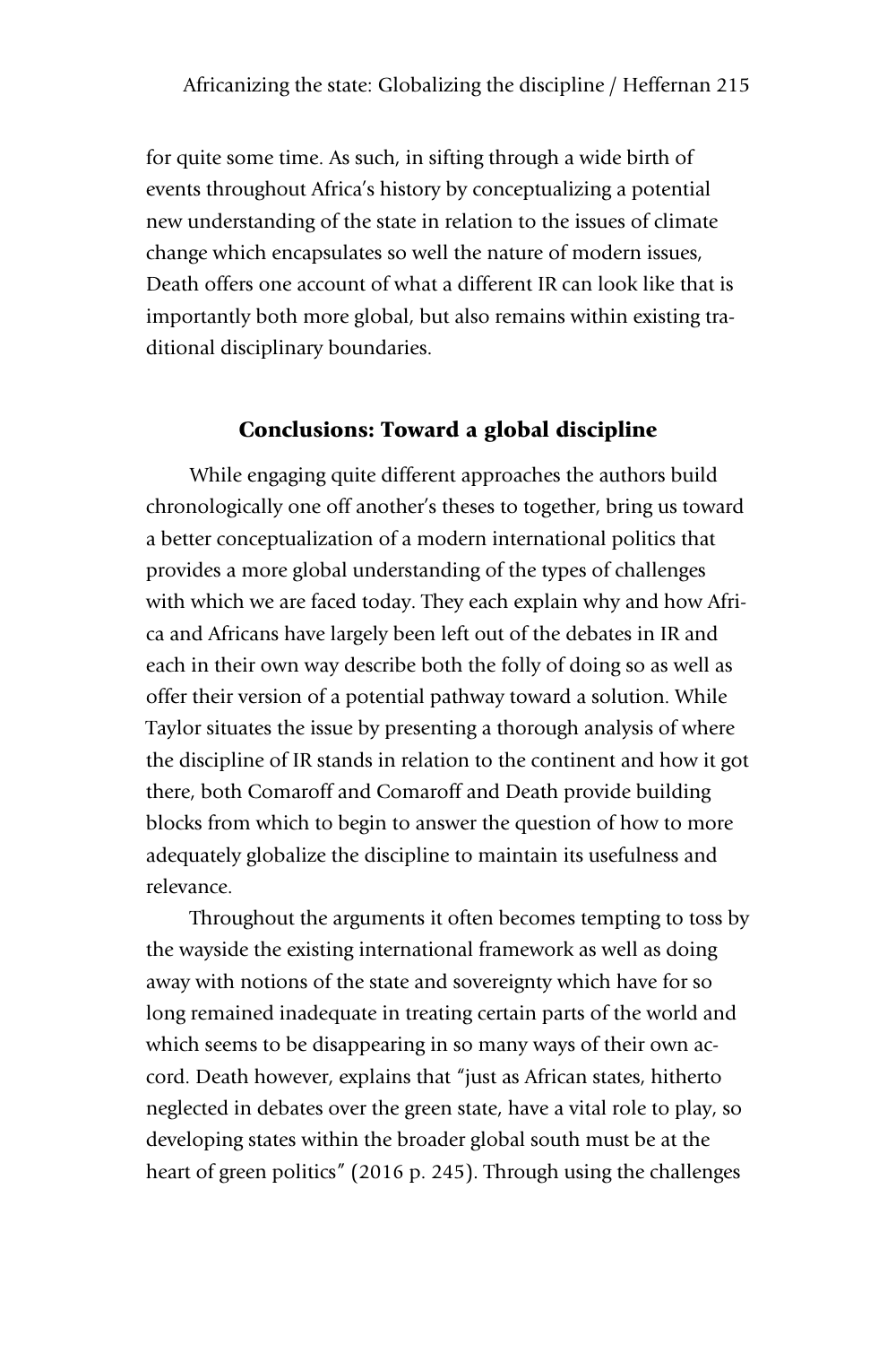for quite some time. As such, in sifting through a wide birth of events throughout Africa's history by conceptualizing a potential new understanding of the state in relation to the issues of climate change which encapsulates so well the nature of modern issues, Death offers one account of what a different IR can look like that is importantly both more global, but also remains within existing traditional disciplinary boundaries.

## Conclusions: Toward a global discipline

While engaging quite different approaches the authors build chronologically one off another's theses to together, bring us toward a better conceptualization of a modern international politics that provides a more global understanding of the types of challenges with which we are faced today. They each explain why and how Africa and Africans have largely been left out of the debates in IR and each in their own way describe both the folly of doing so as well as offer their version of a potential pathway toward a solution. While Taylor situates the issue by presenting a thorough analysis of where the discipline of IR stands in relation to the continent and how it got there, both Comaroff and Comaroff and Death provide building blocks from which to begin to answer the question of how to more adequately globalize the discipline to maintain its usefulness and relevance.

Throughout the arguments it often becomes tempting to toss by the wayside the existing international framework as well as doing away with notions of the state and sovereignty which have for so long remained inadequate in treating certain parts of the world and which seems to be disappearing in so many ways of their own accord. Death however, explains that "just as African states, hitherto neglected in debates over the green state, have a vital role to play, so developing states within the broader global south must be at the heart of green politics" (2016 p. 245). Through using the challenges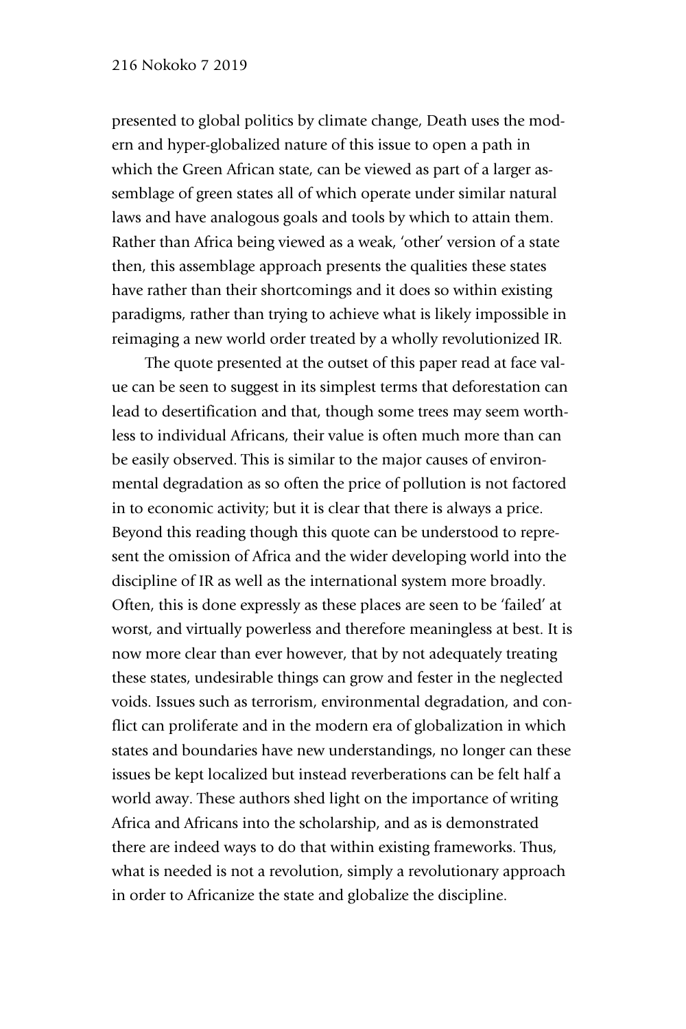presented to global politics by climate change, Death uses the modern and hyper-globalized nature of this issue to open a path in which the Green African state, can be viewed as part of a larger assemblage of green states all of which operate under similar natural laws and have analogous goals and tools by which to attain them. Rather than Africa being viewed as a weak, 'other' version of a state then, this assemblage approach presents the qualities these states have rather than their shortcomings and it does so within existing paradigms, rather than trying to achieve what is likely impossible in reimaging a new world order treated by a wholly revolutionized IR.

The quote presented at the outset of this paper read at face value can be seen to suggest in its simplest terms that deforestation can lead to desertification and that, though some trees may seem worthless to individual Africans, their value is often much more than can be easily observed. This is similar to the major causes of environmental degradation as so often the price of pollution is not factored in to economic activity; but it is clear that there is always a price. Beyond this reading though this quote can be understood to represent the omission of Africa and the wider developing world into the discipline of IR as well as the international system more broadly. Often, this is done expressly as these places are seen to be 'failed' at worst, and virtually powerless and therefore meaningless at best. It is now more clear than ever however, that by not adequately treating these states, undesirable things can grow and fester in the neglected voids. Issues such as terrorism, environmental degradation, and conflict can proliferate and in the modern era of globalization in which states and boundaries have new understandings, no longer can these issues be kept localized but instead reverberations can be felt half a world away. These authors shed light on the importance of writing Africa and Africans into the scholarship, and as is demonstrated there are indeed ways to do that within existing frameworks. Thus, what is needed is not a revolution, simply a revolutionary approach in order to Africanize the state and globalize the discipline.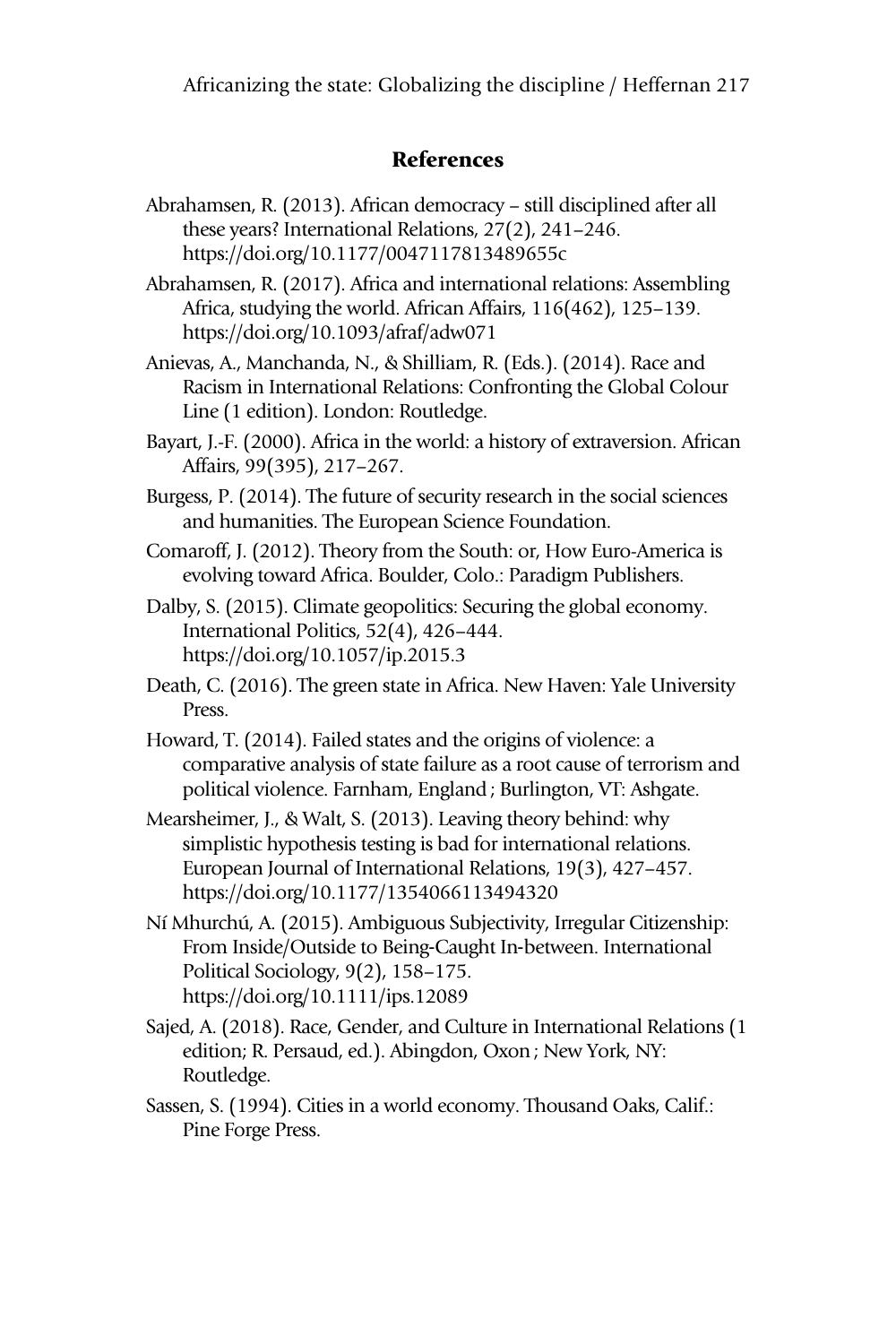## References

Abrahamsen, R. (2013). African democracy – still disciplined after all these years? International Relations, 27(2), 241–246. https://doi.org/10.1177/0047117813489655c

Abrahamsen, R. (2017). Africa and international relations: Assembling Africa, studying the world. African Affairs, 116(462), 125–139. https://doi.org/10.1093/afraf/adw071

Anievas, A., Manchanda, N., & Shilliam, R. (Eds.). (2014). Race and Racism in International Relations: Confronting the Global Colour Line (1 edition). London: Routledge.

Bayart, J.-F. (2000). Africa in the world: a history of extraversion. African Affairs, 99(395), 217–267.

Burgess, P. (2014). The future of security research in the social sciences and humanities. The European Science Foundation.

Comaroff, J. (2012). Theory from the South: or, How Euro-America is evolving toward Africa. Boulder, Colo.: Paradigm Publishers.

Dalby, S. (2015). Climate geopolitics: Securing the global economy. International Politics, 52(4), 426–444. https://doi.org/10.1057/ip.2015.3

Death, C. (2016). The green state in Africa. New Haven: Yale University Press.

Howard, T. (2014). Failed states and the origins of violence: a comparative analysis of state failure as a root cause of terrorism and political violence. Farnham, England ; Burlington, VT: Ashgate.

Mearsheimer, J., & Walt, S. (2013). Leaving theory behind: why simplistic hypothesis testing is bad for international relations. European Journal of International Relations, 19(3), 427–457. https://doi.org/10.1177/1354066113494320

Ní Mhurchú, A. (2015). Ambiguous Subjectivity, Irregular Citizenship: From Inside/Outside to Being-Caught In-between. International Political Sociology, 9(2), 158–175. https://doi.org/10.1111/ips.12089

Sajed, A. (2018). Race, Gender, and Culture in International Relations (1 edition; R. Persaud, ed.). Abingdon, Oxon ; New York, NY: Routledge.

Sassen, S. (1994). Cities in a world economy. Thousand Oaks, Calif.: Pine Forge Press.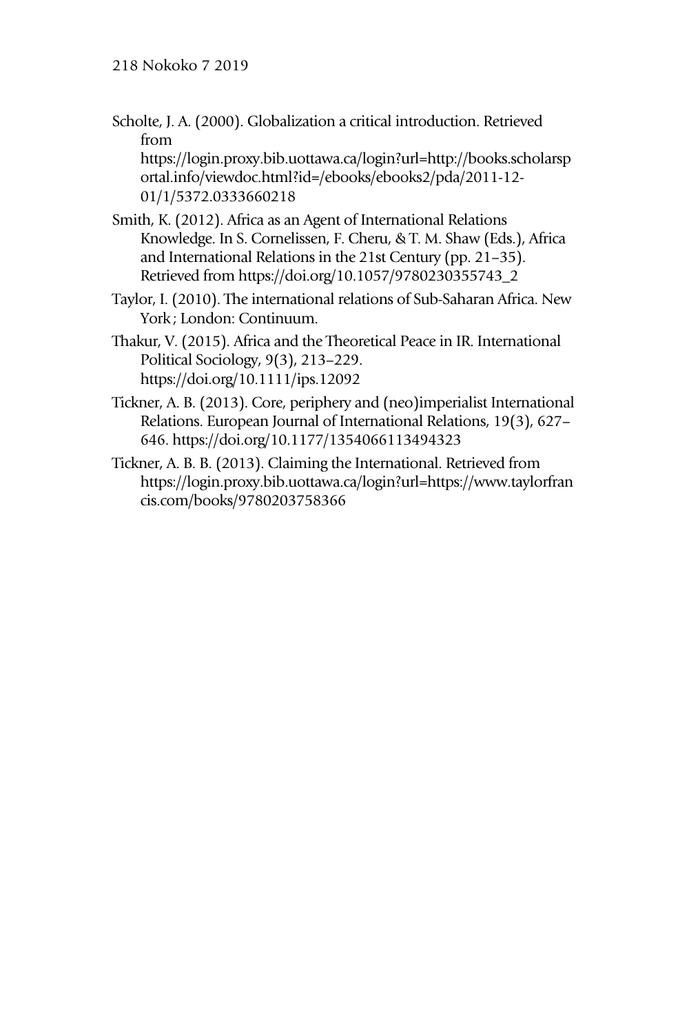Scholte, J. A. (2000). Globalization a critical introduction. Retrieved from https://login.proxy.bib.uottawa.ca/login?url=http://books.scholarsportal.info/viewdoc.html?id=/ebooks/ebooks2/pda/2011-12-01/1/5372.0333660218

Smith, K. (2012). Africa as an Agent of International Relations Knowledge. In S. Cornelissen, F. Cheru, & T. M. Shaw (Eds.), Africa and International Relations in the 21st Century (pp. 21–35). Retrieved from https://doi.org/10.1057/9780230355743_2

Taylor, I. (2010). The international relations of Sub-Saharan Africa. New York ; London: Continuum.

Thakur, V. (2015). Africa and the Theoretical Peace in IR. International Political Sociology, 9(3), 213–229. https://doi.org/10.1111/ips.12092

Tickner, A. B. (2013). Core, periphery and (neo)imperialist International Relations. European Journal of International Relations, 19(3), 627–646. https://doi.org/10.1177/1354066113494323

Tickner, A. B. B. (2013). Claiming the International. Retrieved from https://login.proxy.bib.uottawa.ca/login?url=https://www.taylorfrancis.com/books/9780203758366